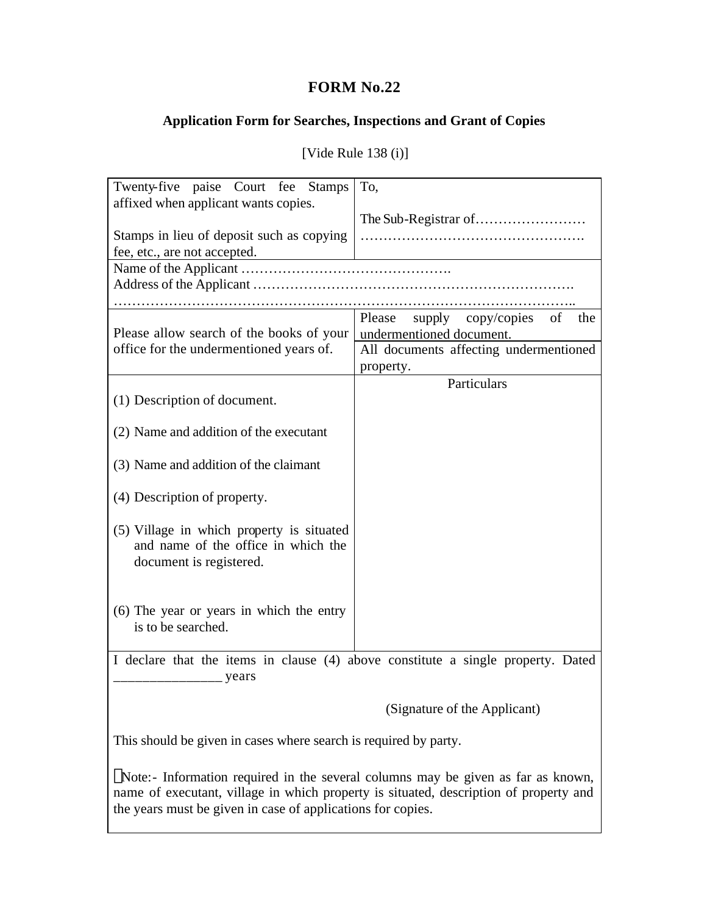# FORM No.22

## Application Form for Searches, Inspections and Grant of Copies

[Vide Rule 138 (i)]

| | |
|---|---|
| Twenty-five paise Court fee Stamps affixed when applicant wants copies.<br><br>Stamps in lieu of deposit such as copying fee, etc., are not accepted. | To,<br><br>The Sub-Registrar of……………………<br>…………………………………………. |
| Name of the Applicant ……………………………………….<br>Address of the Applicant ………………………………………………………….<br>…………………………………………………………………………………….. | |
| Please allow search of the books of your office for the undermentioned years of. | Please supply copy/copies of the undermentioned document.<br>All documents affecting undermentioned property. |
| (1) Description of document.<br><br>(2) Name and addition of the executant<br><br>(3) Name and addition of the claimant<br><br>(4) Description of property.<br><br>(5) Village in which property is situated and name of the office in which the document is registered.<br><br>(6) The year or years in which the entry is to be searched. | Particulars |

I declare that the items in clause (4) above constitute a single property. Dated _______________ years

(Signature of the Applicant)

This should be given in cases where search is required by party.

Note:- Information required in the several columns may be given as far as known, name of executant, village in which property is situated, description of property and the years must be given in case of applications for copies.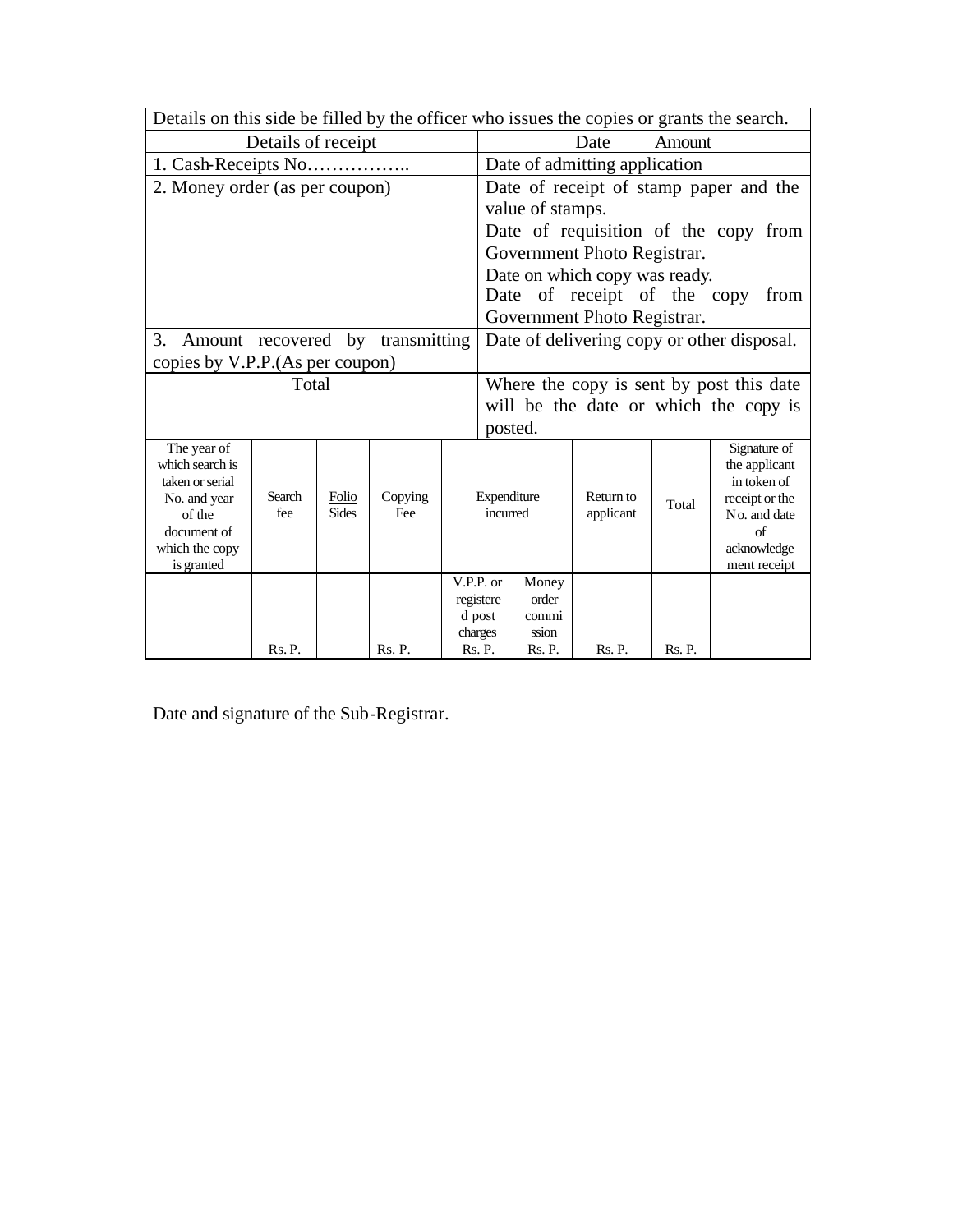| Details on this side be filled by the officer who issues the copies or grants the search. | |
|---|---|
| Details of receipt | Date Amount |
| 1. Cash-Receipts No…………….. | Date of admitting application |
| 2. Money order (as per coupon) | Date of receipt of stamp paper and the value of stamps.<br>Date of requisition of the copy from Government Photo Registrar.<br>Date on which copy was ready.<br>Date of receipt of the copy from Government Photo Registrar. |
| 3. Amount recovered by transmitting copies by V.P.P.(As per coupon) | Date of delivering copy or other disposal. |
| Total | Where the copy is sent by post this date will be the date or which the copy is posted. |

| The year of which search is taken or serial No. and year of the document of which the copy is granted | Search fee | Folio Sides | Copying Fee | Expenditure incurred | | Return to applicant | Total | Signature of the applicant in token of receipt or the No. and date of acknowledgement receipt |
|---|---|---|---|---|---|---|---|---|
| | | | | V.P.P. or registered post charges | Money order commission | | | |
| | Rs. P. | | Rs. P. | Rs. P. | Rs. P. | Rs. P. | Rs. P. | |

Date and signature of the Sub-Registrar.